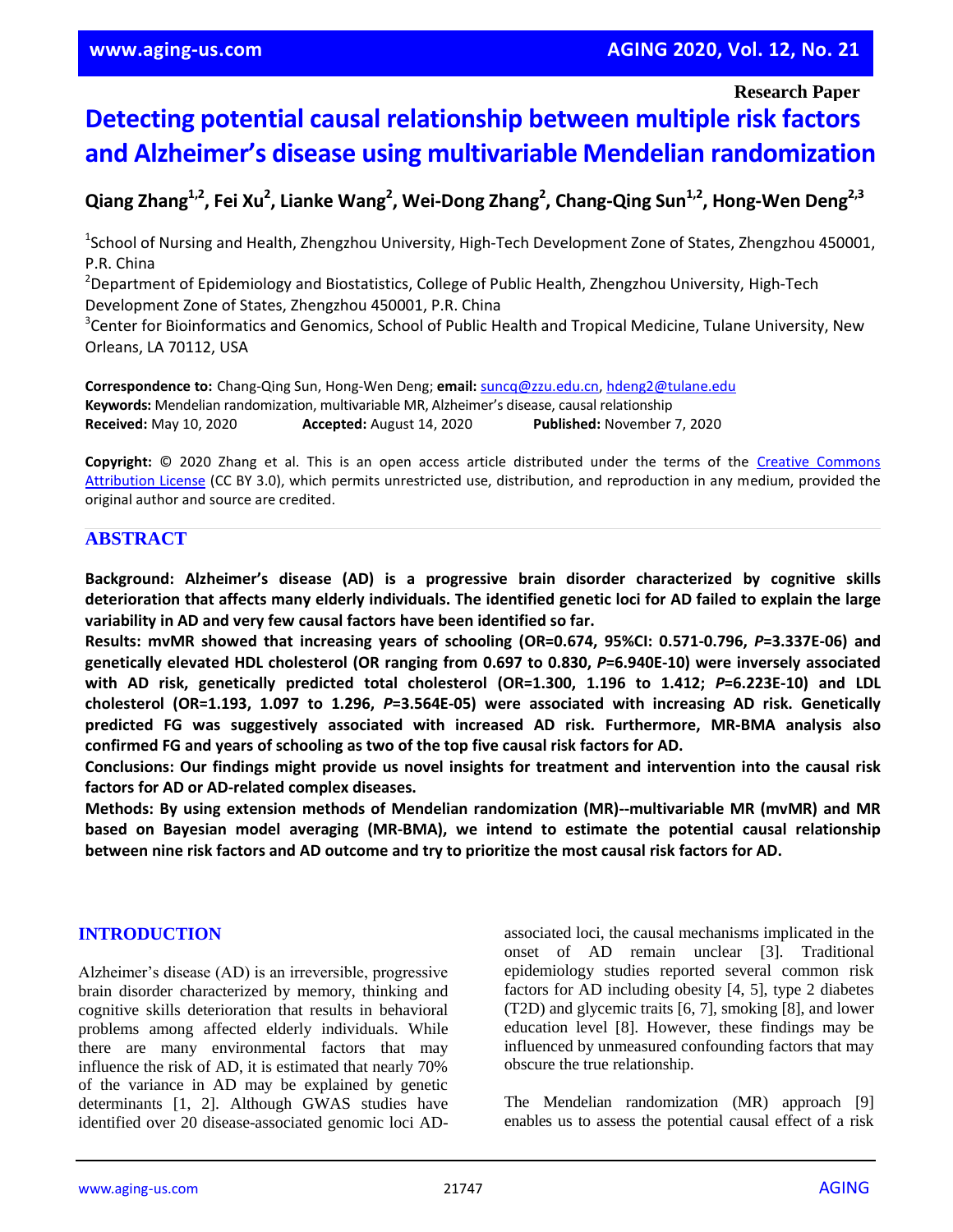Research Paper

# Detecting potential causal relationship between multiple risk factors and Alzheimer's disease using multivariable Mendelian randomization

**Qiang Zhang[1,2], Fei Xu[2], Lianke Wang[2], Wei-Dong Zhang[2], Chang-Qing Sun[1,2], Hong-Wen Deng[2,3]**

[1]School of Nursing and Health, Zhengzhou University, High-Tech Development Zone of States, Zhengzhou 450001, P.R. China
[2]Department of Epidemiology and Biostatistics, College of Public Health, Zhengzhou University, High-Tech Development Zone of States, Zhengzhou 450001, P.R. China
[3]Center for Bioinformatics and Genomics, School of Public Health and Tropical Medicine, Tulane University, New Orleans, LA 70112, USA

**Correspondence to:** Chang-Qing Sun, Hong-Wen Deng; **email:** suncq@zzu.edu.cn, hdeng2@tulane.edu
**Keywords:** Mendelian randomization, multivariable MR, Alzheimer's disease, causal relationship
**Received:** May 10, 2020 **Accepted:** August 14, 2020 **Published:** November 7, 2020

**Copyright:** © 2020 Zhang et al. This is an open access article distributed under the terms of the Creative Commons Attribution License (CC BY 3.0), which permits unrestricted use, distribution, and reproduction in any medium, provided the original author and source are credited.

## ABSTRACT

**Background: Alzheimer's disease (AD) is a progressive brain disorder characterized by cognitive skills deterioration that affects many elderly individuals. The identified genetic loci for AD failed to explain the large variability in AD and very few causal factors have been identified so far.**

**Results: mvMR showed that increasing years of schooling (OR=0.674, 95%CI: 0.571-0.796, *P*=3.337E-06) and genetically elevated HDL cholesterol (OR ranging from 0.697 to 0.830, *P*=6.940E-10) were inversely associated with AD risk, genetically predicted total cholesterol (OR=1.300, 1.196 to 1.412; *P*=6.223E-10) and LDL cholesterol (OR=1.193, 1.097 to 1.296, *P*=3.564E-05) were associated with increasing AD risk. Genetically predicted FG was suggestively associated with increased AD risk. Furthermore, MR-BMA analysis also confirmed FG and years of schooling as two of the top five causal risk factors for AD.**

**Conclusions: Our findings might provide us novel insights for treatment and intervention into the causal risk factors for AD or AD-related complex diseases.**

**Methods: By using extension methods of Mendelian randomization (MR)--multivariable MR (mvMR) and MR based on Bayesian model averaging (MR-BMA), we intend to estimate the potential causal relationship between nine risk factors and AD outcome and try to prioritize the most causal risk factors for AD.**

## INTRODUCTION

Alzheimer's disease (AD) is an irreversible, progressive brain disorder characterized by memory, thinking and cognitive skills deterioration that results in behavioral problems among affected elderly individuals. While there are many environmental factors that may influence the risk of AD, it is estimated that nearly 70% of the variance in AD may be explained by genetic determinants [1, 2]. Although GWAS studies have identified over 20 disease-associated genomic loci AD-associated loci, the causal mechanisms implicated in the onset of AD remain unclear [3]. Traditional epidemiology studies reported several common risk factors for AD including obesity [4, 5], type 2 diabetes (T2D) and glycemic traits [6, 7], smoking [8], and lower education level [8]. However, these findings may be influenced by unmeasured confounding factors that may obscure the true relationship.

The Mendelian randomization (MR) approach [9] enables us to assess the potential causal effect of a risk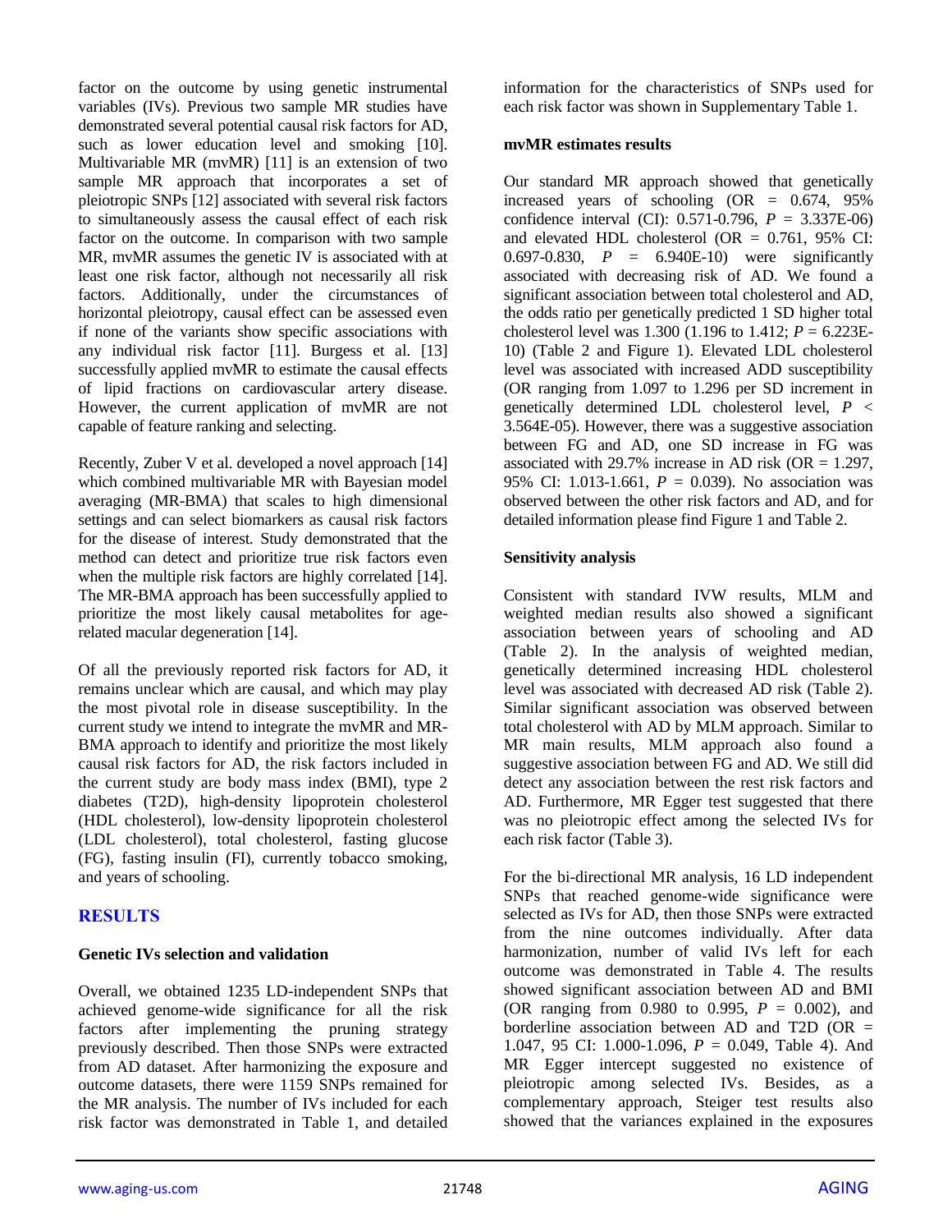factor on the outcome by using genetic instrumental variables (IVs). Previous two sample MR studies have demonstrated several potential causal risk factors for AD, such as lower education level and smoking [10]. Multivariable MR (mvMR) [11] is an extension of two sample MR approach that incorporates a set of pleiotropic SNPs [12] associated with several risk factors to simultaneously assess the causal effect of each risk factor on the outcome. In comparison with two sample MR, mvMR assumes the genetic IV is associated with at least one risk factor, although not necessarily all risk factors. Additionally, under the circumstances of horizontal pleiotropy, causal effect can be assessed even if none of the variants show specific associations with any individual risk factor [11]. Burgess et al. [13] successfully applied mvMR to estimate the causal effects of lipid fractions on cardiovascular artery disease. However, the current application of mvMR are not capable of feature ranking and selecting.

Recently, Zuber V et al. developed a novel approach [14] which combined multivariable MR with Bayesian model averaging (MR-BMA) that scales to high dimensional settings and can select biomarkers as causal risk factors for the disease of interest. Study demonstrated that the method can detect and prioritize true risk factors even when the multiple risk factors are highly correlated [14]. The MR-BMA approach has been successfully applied to prioritize the most likely causal metabolites for age-related macular degeneration [14].

Of all the previously reported risk factors for AD, it remains unclear which are causal, and which may play the most pivotal role in disease susceptibility. In the current study we intend to integrate the mvMR and MR-BMA approach to identify and prioritize the most likely causal risk factors for AD, the risk factors included in the current study are body mass index (BMI), type 2 diabetes (T2D), high-density lipoprotein cholesterol (HDL cholesterol), low-density lipoprotein cholesterol (LDL cholesterol), total cholesterol, fasting glucose (FG), fasting insulin (FI), currently tobacco smoking, and years of schooling.

## RESULTS

### Genetic IVs selection and validation

Overall, we obtained 1235 LD-independent SNPs that achieved genome-wide significance for all the risk factors after implementing the pruning strategy previously described. Then those SNPs were extracted from AD dataset. After harmonizing the exposure and outcome datasets, there were 1159 SNPs remained for the MR analysis. The number of IVs included for each risk factor was demonstrated in Table 1, and detailed information for the characteristics of SNPs used for each risk factor was shown in Supplementary Table 1.

### mvMR estimates results

Our standard MR approach showed that genetically increased years of schooling (OR = 0.674, 95% confidence interval (CI): 0.571-0.796, $P$ = 3.337E-06) and elevated HDL cholesterol (OR = 0.761, 95% CI: 0.697-0.830, $P$ = 6.940E-10) were significantly associated with decreasing risk of AD. We found a significant association between total cholesterol and AD, the odds ratio per genetically predicted 1 SD higher total cholesterol level was 1.300 (1.196 to 1.412; $P$ = 6.223E-10) (Table 2 and Figure 1). Elevated LDL cholesterol level was associated with increased ADD susceptibility (OR ranging from 1.097 to 1.296 per SD increment in genetically determined LDL cholesterol level, $P$ < 3.564E-05). However, there was a suggestive association between FG and AD, one SD increase in FG was associated with 29.7% increase in AD risk (OR = 1.297, 95% CI: 1.013-1.661, $P$ = 0.039). No association was observed between the other risk factors and AD, and for detailed information please find Figure 1 and Table 2.

### Sensitivity analysis

Consistent with standard IVW results, MLM and weighted median results also showed a significant association between years of schooling and AD (Table 2). In the analysis of weighted median, genetically determined increasing HDL cholesterol level was associated with decreased AD risk (Table 2). Similar significant association was observed between total cholesterol with AD by MLM approach. Similar to MR main results, MLM approach also found a suggestive association between FG and AD. We still did detect any association between the rest risk factors and AD. Furthermore, MR Egger test suggested that there was no pleiotropic effect among the selected IVs for each risk factor (Table 3).

For the bi-directional MR analysis, 16 LD independent SNPs that reached genome-wide significance were selected as IVs for AD, then those SNPs were extracted from the nine outcomes individually. After data harmonization, number of valid IVs left for each outcome was demonstrated in Table 4. The results showed significant association between AD and BMI (OR ranging from 0.980 to 0.995, $P$ = 0.002), and borderline association between AD and T2D (OR = 1.047, 95 CI: 1.000-1.096, $P$ = 0.049, Table 4). And MR Egger intercept suggested no existence of pleiotropic among selected IVs. Besides, as a complementary approach, Steiger test results also showed that the variances explained in the exposures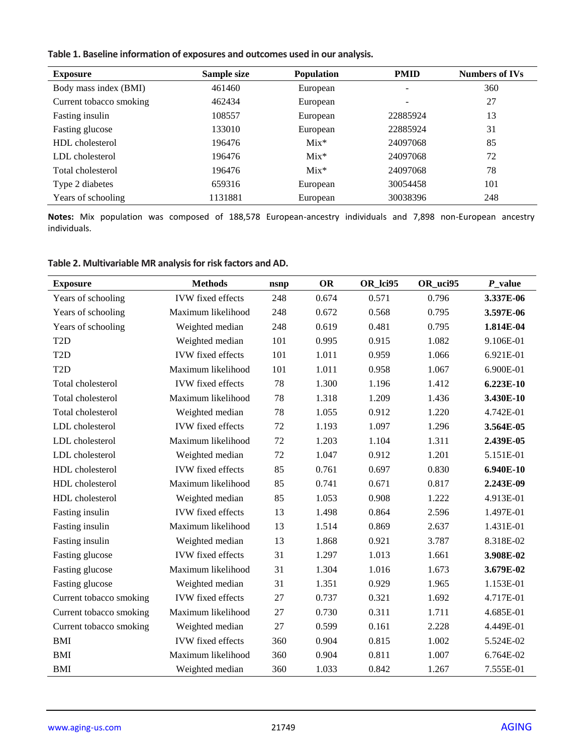**Table 1. Baseline information of exposures and outcomes used in our analysis.**

| Exposure | Sample size | Population | PMID | Numbers of IVs |
|---|---|---|---|---|
| Body mass index (BMI) | 461460 | European | - | 360 |
| Current tobacco smoking | 462434 | European | - | 27 |
| Fasting insulin | 108557 | European | 22885924 | 13 |
| Fasting glucose | 133010 | European | 22885924 | 31 |
| HDL cholesterol | 196476 | Mix* | 24097068 | 85 |
| LDL cholesterol | 196476 | Mix* | 24097068 | 72 |
| Total cholesterol | 196476 | Mix* | 24097068 | 78 |
| Type 2 diabetes | 659316 | European | 30054458 | 101 |
| Years of schooling | 1131881 | European | 30038396 | 248 |

**Notes:** Mix population was composed of 188,578 European-ancestry individuals and 7,898 non-European ancestry individuals.

**Table 2. Multivariable MR analysis for risk factors and AD.**

| Exposure | Methods | nsnp | OR | OR_lci95 | OR_uci95 | *P*_value |
|---|---|---|---|---|---|---|
| Years of schooling | IVW fixed effects | 248 | 0.674 | 0.571 | 0.796 | **3.337E-06** |
| Years of schooling | Maximum likelihood | 248 | 0.672 | 0.568 | 0.795 | **3.597E-06** |
| Years of schooling | Weighted median | 248 | 0.619 | 0.481 | 0.795 | **1.814E-04** |
| T2D | Weighted median | 101 | 0.995 | 0.915 | 1.082 | 9.106E-01 |
| T2D | IVW fixed effects | 101 | 1.011 | 0.959 | 1.066 | 6.921E-01 |
| T2D | Maximum likelihood | 101 | 1.011 | 0.958 | 1.067 | 6.900E-01 |
| Total cholesterol | IVW fixed effects | 78 | 1.300 | 1.196 | 1.412 | **6.223E-10** |
| Total cholesterol | Maximum likelihood | 78 | 1.318 | 1.209 | 1.436 | **3.430E-10** |
| Total cholesterol | Weighted median | 78 | 1.055 | 0.912 | 1.220 | 4.742E-01 |
| LDL cholesterol | IVW fixed effects | 72 | 1.193 | 1.097 | 1.296 | **3.564E-05** |
| LDL cholesterol | Maximum likelihood | 72 | 1.203 | 1.104 | 1.311 | **2.439E-05** |
| LDL cholesterol | Weighted median | 72 | 1.047 | 0.912 | 1.201 | 5.151E-01 |
| HDL cholesterol | IVW fixed effects | 85 | 0.761 | 0.697 | 0.830 | **6.940E-10** |
| HDL cholesterol | Maximum likelihood | 85 | 0.741 | 0.671 | 0.817 | **2.243E-09** |
| HDL cholesterol | Weighted median | 85 | 1.053 | 0.908 | 1.222 | 4.913E-01 |
| Fasting insulin | IVW fixed effects | 13 | 1.498 | 0.864 | 2.596 | 1.497E-01 |
| Fasting insulin | Maximum likelihood | 13 | 1.514 | 0.869 | 2.637 | 1.431E-01 |
| Fasting insulin | Weighted median | 13 | 1.868 | 0.921 | 3.787 | 8.318E-02 |
| Fasting glucose | IVW fixed effects | 31 | 1.297 | 1.013 | 1.661 | **3.908E-02** |
| Fasting glucose | Maximum likelihood | 31 | 1.304 | 1.016 | 1.673 | **3.679E-02** |
| Fasting glucose | Weighted median | 31 | 1.351 | 0.929 | 1.965 | 1.153E-01 |
| Current tobacco smoking | IVW fixed effects | 27 | 0.737 | 0.321 | 1.692 | 4.717E-01 |
| Current tobacco smoking | Maximum likelihood | 27 | 0.730 | 0.311 | 1.711 | 4.685E-01 |
| Current tobacco smoking | Weighted median | 27 | 0.599 | 0.161 | 2.228 | 4.449E-01 |
| BMI | IVW fixed effects | 360 | 0.904 | 0.815 | 1.002 | 5.524E-02 |
| BMI | Maximum likelihood | 360 | 0.904 | 0.811 | 1.007 | 6.764E-02 |
| BMI | Weighted median | 360 | 1.033 | 0.842 | 1.267 | 7.555E-01 |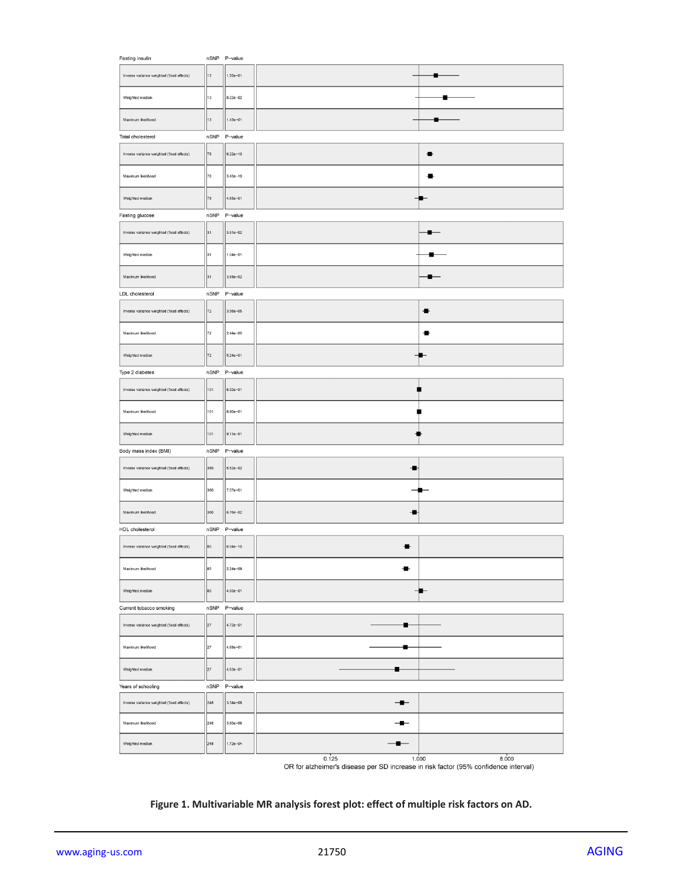| Risk factor | Method | nSNP | P-value |
|---|---|---|---|
| Fasting insulin | Inverse variance weighted (fixed effects) | 13 | 1.50e-01 |
| | Weighted median | 13 | 8.22e-02 |
| | Maximum likelihood | 13 | 1.43e-01 |
| Total cholesterol | Inverse variance weighted (fixed effects) | 78 | 6.22e-10 |
| | Maximum likelihood | 78 | 3.43e-10 |
| | Weighted median | 78 | 4.85e-01 |
| Fasting glucose | Inverse variance weighted (fixed effects) | 31 | 3.91e-02 |
| | Weighted median | 31 | 1.04e-01 |
| | Maximum likelihood | 31 | 3.68e-02 |
| LDL cholesterol | Inverse variance weighted (fixed effects) | 72 | 3.56e-05 |
| | Maximum likelihood | 72 | 2.44e-05 |
| | Weighted median | 72 | 5.24e-01 |
| Type 2 diabetes | Inverse variance weighted (fixed effects) | 101 | 6.92e-01 |
| | Maximum likelihood | 101 | 6.90e-01 |
| | Weighted median | 101 | 9.11e-01 |
| Body mass index (BMI) | Inverse variance weighted (fixed effects) | 360 | 5.52e-02 |
| | Weighted median | 360 | 7.57e-01 |
| | Maximum likelihood | 360 | 6.76e-02 |
| HDL cholesterol | Inverse variance weighted (fixed effects) | 85 | 6.94e-10 |
| | Maximum likelihood | 85 | 2.24e-09 |
| | Weighted median | 85 | 4.95e-01 |
| Current tobacco smoking | Inverse variance weighted (fixed effects) | 27 | 4.72e-01 |
| | Maximum likelihood | 27 | 4.68e-01 |
| | Weighted median | 27 | 4.63e-01 |
| Years of schooling | Inverse variance weighted (fixed effects) | 248 | 3.34e-06 |
| | Maximum likelihood | 248 | 3.60e-06 |
| | Weighted median | 248 | 1.72e-04 |

0.125 1.000 8.000

OR for alzheimer's disease per SD increase in risk factor (95% confidence interval)

**Figure 1. Multivariable MR analysis forest plot: effect of multiple risk factors on AD.**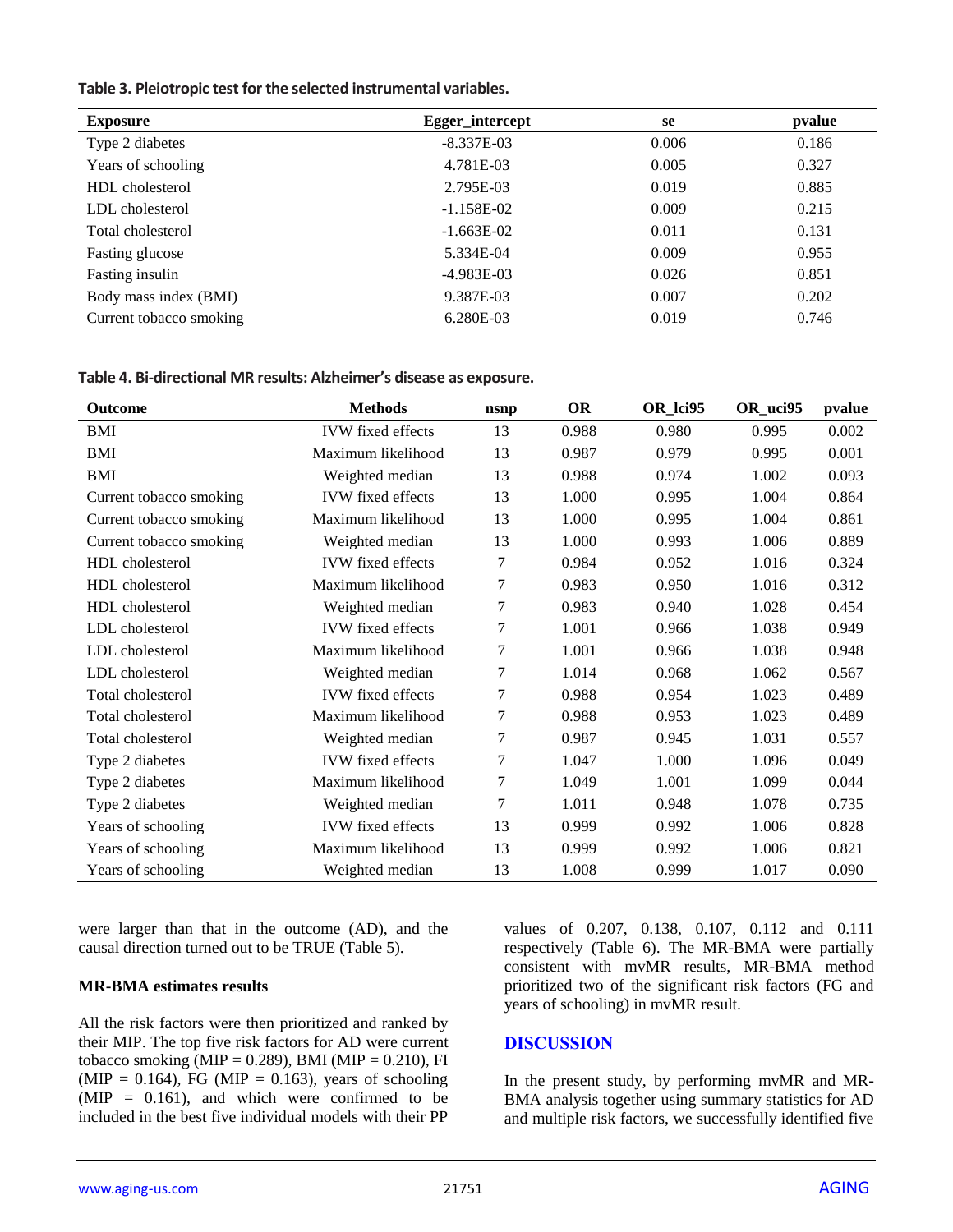**Table 3. Pleiotropic test for the selected instrumental variables.**

| Exposure | Egger_intercept | se | pvalue |
|---|---|---|---|
| Type 2 diabetes | -8.337E-03 | 0.006 | 0.186 |
| Years of schooling | 4.781E-03 | 0.005 | 0.327 |
| HDL cholesterol | 2.795E-03 | 0.019 | 0.885 |
| LDL cholesterol | -1.158E-02 | 0.009 | 0.215 |
| Total cholesterol | -1.663E-02 | 0.011 | 0.131 |
| Fasting glucose | 5.334E-04 | 0.009 | 0.955 |
| Fasting insulin | -4.983E-03 | 0.026 | 0.851 |
| Body mass index (BMI) | 9.387E-03 | 0.007 | 0.202 |
| Current tobacco smoking | 6.280E-03 | 0.019 | 0.746 |

**Table 4. Bi-directional MR results: Alzheimer's disease as exposure.**

| Outcome | Methods | nsnp | OR | OR_lci95 | OR_uci95 | pvalue |
|---|---|---|---|---|---|---|
| BMI | IVW fixed effects | 13 | 0.988 | 0.980 | 0.995 | 0.002 |
| BMI | Maximum likelihood | 13 | 0.987 | 0.979 | 0.995 | 0.001 |
| BMI | Weighted median | 13 | 0.988 | 0.974 | 1.002 | 0.093 |
| Current tobacco smoking | IVW fixed effects | 13 | 1.000 | 0.995 | 1.004 | 0.864 |
| Current tobacco smoking | Maximum likelihood | 13 | 1.000 | 0.995 | 1.004 | 0.861 |
| Current tobacco smoking | Weighted median | 13 | 1.000 | 0.993 | 1.006 | 0.889 |
| HDL cholesterol | IVW fixed effects | 7 | 0.984 | 0.952 | 1.016 | 0.324 |
| HDL cholesterol | Maximum likelihood | 7 | 0.983 | 0.950 | 1.016 | 0.312 |
| HDL cholesterol | Weighted median | 7 | 0.983 | 0.940 | 1.028 | 0.454 |
| LDL cholesterol | IVW fixed effects | 7 | 1.001 | 0.966 | 1.038 | 0.949 |
| LDL cholesterol | Maximum likelihood | 7 | 1.001 | 0.966 | 1.038 | 0.948 |
| LDL cholesterol | Weighted median | 7 | 1.014 | 0.968 | 1.062 | 0.567 |
| Total cholesterol | IVW fixed effects | 7 | 0.988 | 0.954 | 1.023 | 0.489 |
| Total cholesterol | Maximum likelihood | 7 | 0.988 | 0.953 | 1.023 | 0.489 |
| Total cholesterol | Weighted median | 7 | 0.987 | 0.945 | 1.031 | 0.557 |
| Type 2 diabetes | IVW fixed effects | 7 | 1.047 | 1.000 | 1.096 | 0.049 |
| Type 2 diabetes | Maximum likelihood | 7 | 1.049 | 1.001 | 1.099 | 0.044 |
| Type 2 diabetes | Weighted median | 7 | 1.011 | 0.948 | 1.078 | 0.735 |
| Years of schooling | IVW fixed effects | 13 | 0.999 | 0.992 | 1.006 | 0.828 |
| Years of schooling | Maximum likelihood | 13 | 0.999 | 0.992 | 1.006 | 0.821 |
| Years of schooling | Weighted median | 13 | 1.008 | 0.999 | 1.017 | 0.090 |

were larger than that in the outcome (AD), and the causal direction turned out to be TRUE (Table 5).

**MR-BMA estimates results**

All the risk factors were then prioritized and ranked by their MIP. The top five risk factors for AD were current tobacco smoking (MIP = 0.289), BMI (MIP = 0.210), FI (MIP = 0.164), FG (MIP = 0.163), years of schooling (MIP = 0.161), and which were confirmed to be included in the best five individual models with their PP values of 0.207, 0.138, 0.107, 0.112 and 0.111 respectively (Table 6). The MR-BMA were partially consistent with mvMR results, MR-BMA method prioritized two of the significant risk factors (FG and years of schooling) in mvMR result.

## DISCUSSION

In the present study, by performing mvMR and MR-BMA analysis together using summary statistics for AD and multiple risk factors, we successfully identified five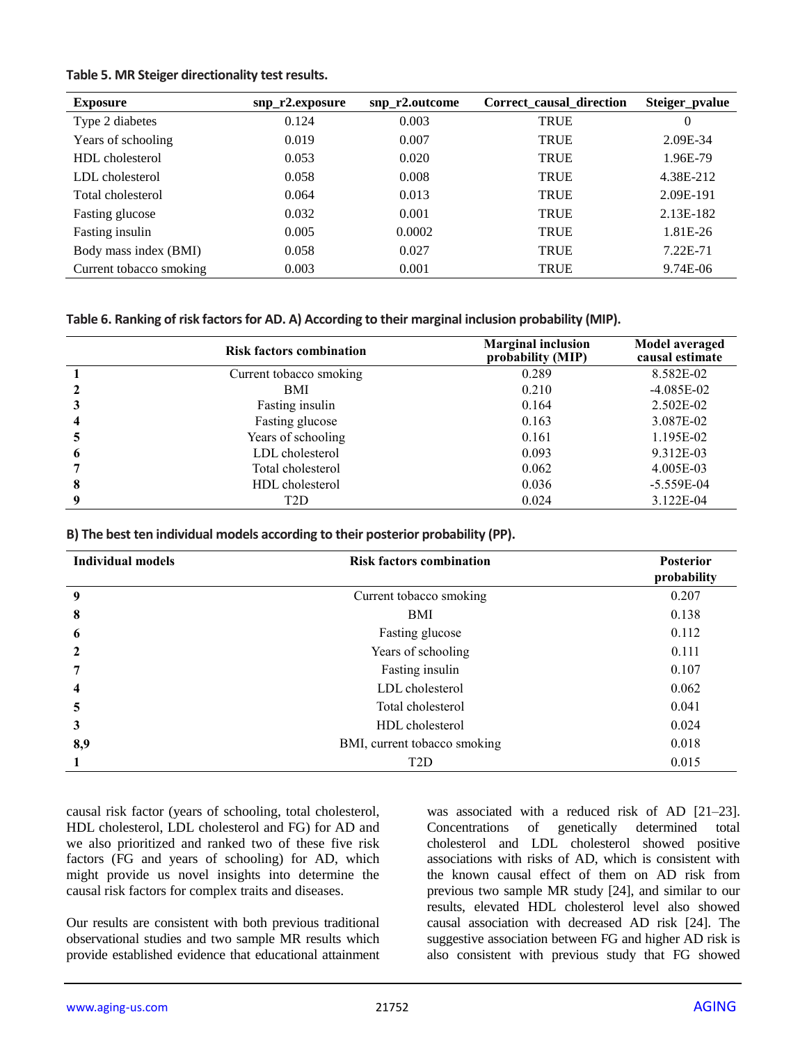**Table 5. MR Steiger directionality test results.**

| Exposure | snp_r2.exposure | snp_r2.outcome | Correct_causal_direction | Steiger_pvalue |
|---|---|---|---|---|
| Type 2 diabetes | 0.124 | 0.003 | TRUE | 0 |
| Years of schooling | 0.019 | 0.007 | TRUE | 2.09E-34 |
| HDL cholesterol | 0.053 | 0.020 | TRUE | 1.96E-79 |
| LDL cholesterol | 0.058 | 0.008 | TRUE | 4.38E-212 |
| Total cholesterol | 0.064 | 0.013 | TRUE | 2.09E-191 |
| Fasting glucose | 0.032 | 0.001 | TRUE | 2.13E-182 |
| Fasting insulin | 0.005 | 0.0002 | TRUE | 1.81E-26 |
| Body mass index (BMI) | 0.058 | 0.027 | TRUE | 7.22E-71 |
| Current tobacco smoking | 0.003 | 0.001 | TRUE | 9.74E-06 |

**Table 6. Ranking of risk factors for AD. A) According to their marginal inclusion probability (MIP).**

| | Risk factors combination | Marginal inclusion probability (MIP) | Model averaged causal estimate |
|---|---|---|---|
| **1** | Current tobacco smoking | 0.289 | 8.582E-02 |
| **2** | BMI | 0.210 | -4.085E-02 |
| **3** | Fasting insulin | 0.164 | 2.502E-02 |
| **4** | Fasting glucose | 0.163 | 3.087E-02 |
| **5** | Years of schooling | 0.161 | 1.195E-02 |
| **6** | LDL cholesterol | 0.093 | 9.312E-03 |
| **7** | Total cholesterol | 0.062 | 4.005E-03 |
| **8** | HDL cholesterol | 0.036 | -5.559E-04 |
| **9** | T2D | 0.024 | 3.122E-04 |

**B) The best ten individual models according to their posterior probability (PP).**

| Individual models | Risk factors combination | Posterior probability |
|---|---|---|
| **9** | Current tobacco smoking | 0.207 |
| **8** | BMI | 0.138 |
| **6** | Fasting glucose | 0.112 |
| **2** | Years of schooling | 0.111 |
| **7** | Fasting insulin | 0.107 |
| **4** | LDL cholesterol | 0.062 |
| **5** | Total cholesterol | 0.041 |
| **3** | HDL cholesterol | 0.024 |
| **8,9** | BMI, current tobacco smoking | 0.018 |
| **1** | T2D | 0.015 |

causal risk factor (years of schooling, total cholesterol, HDL cholesterol, LDL cholesterol and FG) for AD and we also prioritized and ranked two of these five risk factors (FG and years of schooling) for AD, which might provide us novel insights into determine the causal risk factors for complex traits and diseases.

Our results are consistent with both previous traditional observational studies and two sample MR results which provide established evidence that educational attainment was associated with a reduced risk of AD [21–23]. Concentrations of genetically determined total cholesterol and LDL cholesterol showed positive associations with risks of AD, which is consistent with the known causal effect of them on AD risk from previous two sample MR study [24], and similar to our results, elevated HDL cholesterol level also showed causal association with decreased AD risk [24]. The suggestive association between FG and higher AD risk is also consistent with previous study that FG showed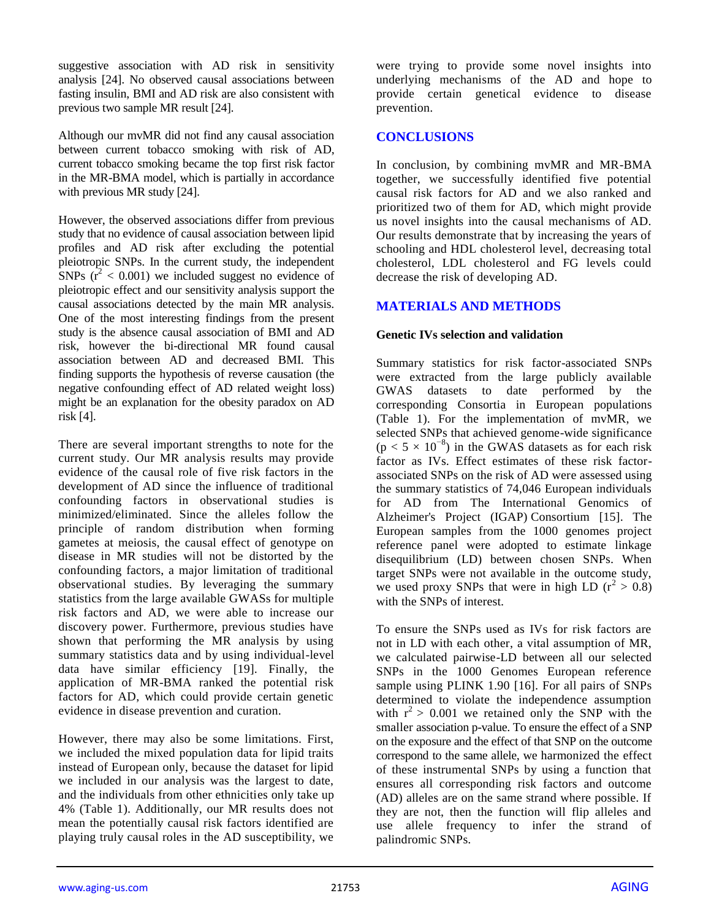suggestive association with AD risk in sensitivity analysis [24]. No observed causal associations between fasting insulin, BMI and AD risk are also consistent with previous two sample MR result [24].

Although our mvMR did not find any causal association between current tobacco smoking with risk of AD, current tobacco smoking became the top first risk factor in the MR-BMA model, which is partially in accordance with previous MR study [24].

However, the observed associations differ from previous study that no evidence of causal association between lipid profiles and AD risk after excluding the potential pleiotropic SNPs. In the current study, the independent SNPs ($r^2 < 0.001$) we included suggest no evidence of pleiotropic effect and our sensitivity analysis support the causal associations detected by the main MR analysis. One of the most interesting findings from the present study is the absence causal association of BMI and AD risk, however the bi-directional MR found causal association between AD and decreased BMI. This finding supports the hypothesis of reverse causation (the negative confounding effect of AD related weight loss) might be an explanation for the obesity paradox on AD risk [4].

There are several important strengths to note for the current study. Our MR analysis results may provide evidence of the causal role of five risk factors in the development of AD since the influence of traditional confounding factors in observational studies is minimized/eliminated. Since the alleles follow the principle of random distribution when forming gametes at meiosis, the causal effect of genotype on disease in MR studies will not be distorted by the confounding factors, a major limitation of traditional observational studies. By leveraging the summary statistics from the large available GWASs for multiple risk factors and AD, we were able to increase our discovery power. Furthermore, previous studies have shown that performing the MR analysis by using summary statistics data and by using individual-level data have similar efficiency [19]. Finally, the application of MR-BMA ranked the potential risk factors for AD, which could provide certain genetic evidence in disease prevention and curation.

However, there may also be some limitations. First, we included the mixed population data for lipid traits instead of European only, because the dataset for lipid we included in our analysis was the largest to date, and the individuals from other ethnicities only take up 4% (Table 1). Additionally, our MR results does not mean the potentially causal risk factors identified are playing truly causal roles in the AD susceptibility, we were trying to provide some novel insights into underlying mechanisms of the AD and hope to provide certain genetical evidence to disease prevention.

## CONCLUSIONS

In conclusion, by combining mvMR and MR-BMA together, we successfully identified five potential causal risk factors for AD and we also ranked and prioritized two of them for AD, which might provide us novel insights into the causal mechanisms of AD. Our results demonstrate that by increasing the years of schooling and HDL cholesterol level, decreasing total cholesterol, LDL cholesterol and FG levels could decrease the risk of developing AD.

## MATERIALS AND METHODS

### Genetic IVs selection and validation

Summary statistics for risk factor-associated SNPs were extracted from the large publicly available GWAS datasets to date performed by the corresponding Consortia in European populations (Table 1). For the implementation of mvMR, we selected SNPs that achieved genome-wide significance ($p < 5 \times 10^{-8}$) in the GWAS datasets as for each risk factor as IVs. Effect estimates of these risk factor-associated SNPs on the risk of AD were assessed using the summary statistics of 74,046 European individuals for AD from The International Genomics of Alzheimer's Project (IGAP) Consortium [15]. The European samples from the 1000 genomes project reference panel were adopted to estimate linkage disequilibrium (LD) between chosen SNPs. When target SNPs were not available in the outcome study, we used proxy SNPs that were in high LD ($r^2 > 0.8$) with the SNPs of interest.

To ensure the SNPs used as IVs for risk factors are not in LD with each other, a vital assumption of MR, we calculated pairwise-LD between all our selected SNPs in the 1000 Genomes European reference sample using PLINK 1.90 [16]. For all pairs of SNPs determined to violate the independence assumption with $r^2 > 0.001$ we retained only the SNP with the smaller association p-value. To ensure the effect of a SNP on the exposure and the effect of that SNP on the outcome correspond to the same allele, we harmonized the effect of these instrumental SNPs by using a function that ensures all corresponding risk factors and outcome (AD) alleles are on the same strand where possible. If they are not, then the function will flip alleles and use allele frequency to infer the strand of palindromic SNPs.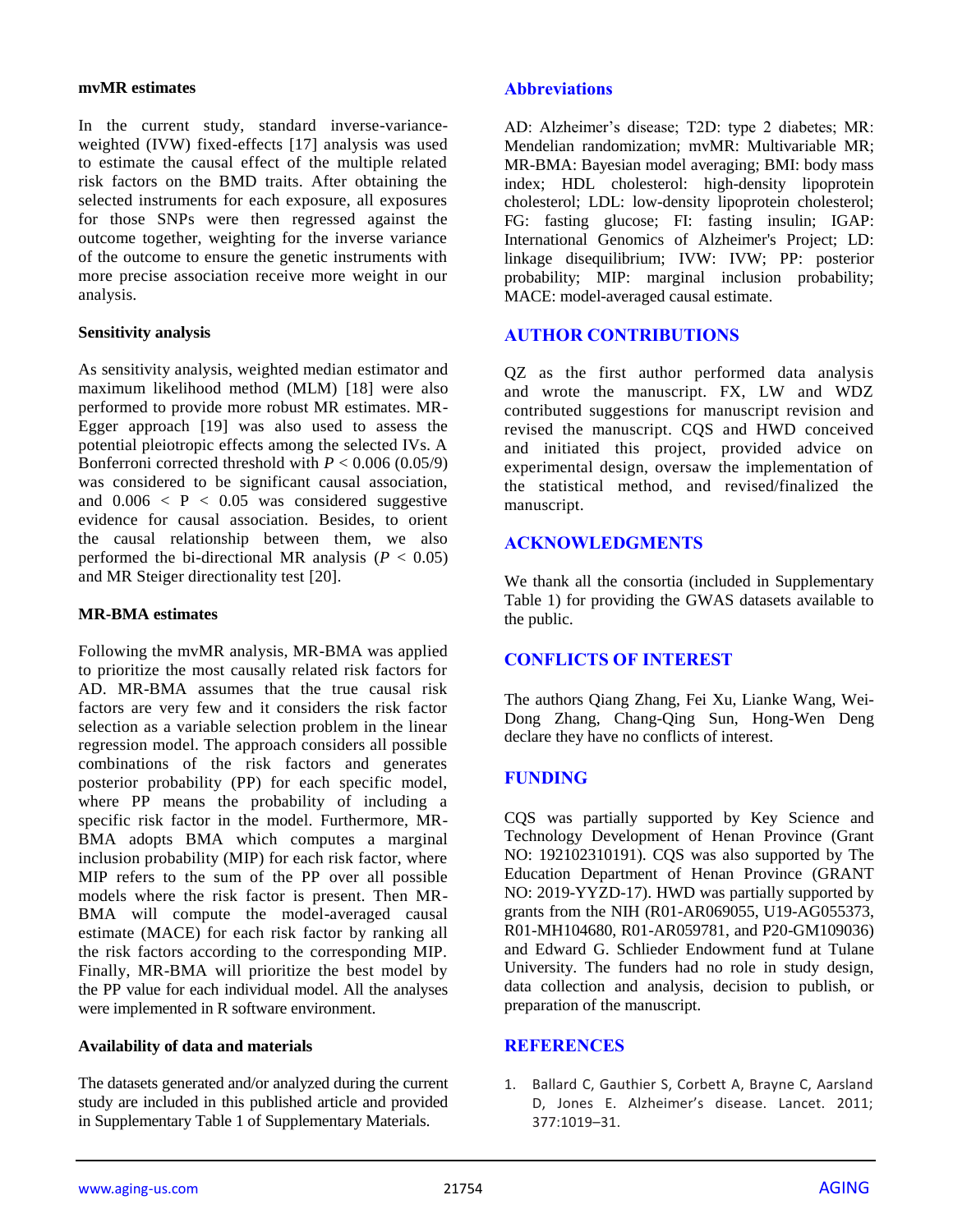#### mvMR estimates

In the current study, standard inverse-variance-weighted (IVW) fixed-effects [17] analysis was used to estimate the causal effect of the multiple related risk factors on the BMD traits. After obtaining the selected instruments for each exposure, all exposures for those SNPs were then regressed against the outcome together, weighting for the inverse variance of the outcome to ensure the genetic instruments with more precise association receive more weight in our analysis.

#### Sensitivity analysis

As sensitivity analysis, weighted median estimator and maximum likelihood method (MLM) [18] were also performed to provide more robust MR estimates. MR-Egger approach [19] was also used to assess the potential pleiotropic effects among the selected IVs. A Bonferroni corrected threshold with $P < 0.006$ (0.05/9) was considered to be significant causal association, and $0.006 < P < 0.05$ was considered suggestive evidence for causal association. Besides, to orient the causal relationship between them, we also performed the bi-directional MR analysis ($P < 0.05$) and MR Steiger directionality test [20].

#### MR-BMA estimates

Following the mvMR analysis, MR-BMA was applied to prioritize the most causally related risk factors for AD. MR-BMA assumes that the true causal risk factors are very few and it considers the risk factor selection as a variable selection problem in the linear regression model. The approach considers all possible combinations of the risk factors and generates posterior probability (PP) for each specific model, where PP means the probability of including a specific risk factor in the model. Furthermore, MR-BMA adopts BMA which computes a marginal inclusion probability (MIP) for each risk factor, where MIP refers to the sum of the PP over all possible models where the risk factor is present. Then MR-BMA will compute the model-averaged causal estimate (MACE) for each risk factor by ranking all the risk factors according to the corresponding MIP. Finally, MR-BMA will prioritize the best model by the PP value for each individual model. All the analyses were implemented in R software environment.

#### Availability of data and materials

The datasets generated and/or analyzed during the current study are included in this published article and provided in Supplementary Table 1 of Supplementary Materials.

## Abbreviations

AD: Alzheimer's disease; T2D: type 2 diabetes; MR: Mendelian randomization; mvMR: Multivariable MR; MR-BMA: Bayesian model averaging; BMI: body mass index; HDL cholesterol: high-density lipoprotein cholesterol; LDL: low-density lipoprotein cholesterol; FG: fasting glucose; FI: fasting insulin; IGAP: International Genomics of Alzheimer's Project; LD: linkage disequilibrium; IVW: IVW; PP: posterior probability; MIP: marginal inclusion probability; MACE: model-averaged causal estimate.

## AUTHOR CONTRIBUTIONS

QZ as the first author performed data analysis and wrote the manuscript. FX, LW and WDZ contributed suggestions for manuscript revision and revised the manuscript. CQS and HWD conceived and initiated this project, provided advice on experimental design, oversaw the implementation of the statistical method, and revised/finalized the manuscript.

## ACKNOWLEDGMENTS

We thank all the consortia (included in Supplementary Table 1) for providing the GWAS datasets available to the public.

## CONFLICTS OF INTEREST

The authors Qiang Zhang, Fei Xu, Lianke Wang, Wei-Dong Zhang, Chang-Qing Sun, Hong-Wen Deng declare they have no conflicts of interest.

## FUNDING

CQS was partially supported by Key Science and Technology Development of Henan Province (Grant NO: 192102310191). CQS was also supported by The Education Department of Henan Province (GRANT NO: 2019-YYZD-17). HWD was partially supported by grants from the NIH (R01-AR069055, U19-AG055373, R01-MH104680, R01-AR059781, and P20-GM109036) and Edward G. Schlieder Endowment fund at Tulane University. The funders had no role in study design, data collection and analysis, decision to publish, or preparation of the manuscript.

## REFERENCES

1. Ballard C, Gauthier S, Corbett A, Brayne C, Aarsland D, Jones E. Alzheimer's disease. Lancet. 2011; 377:1019–31.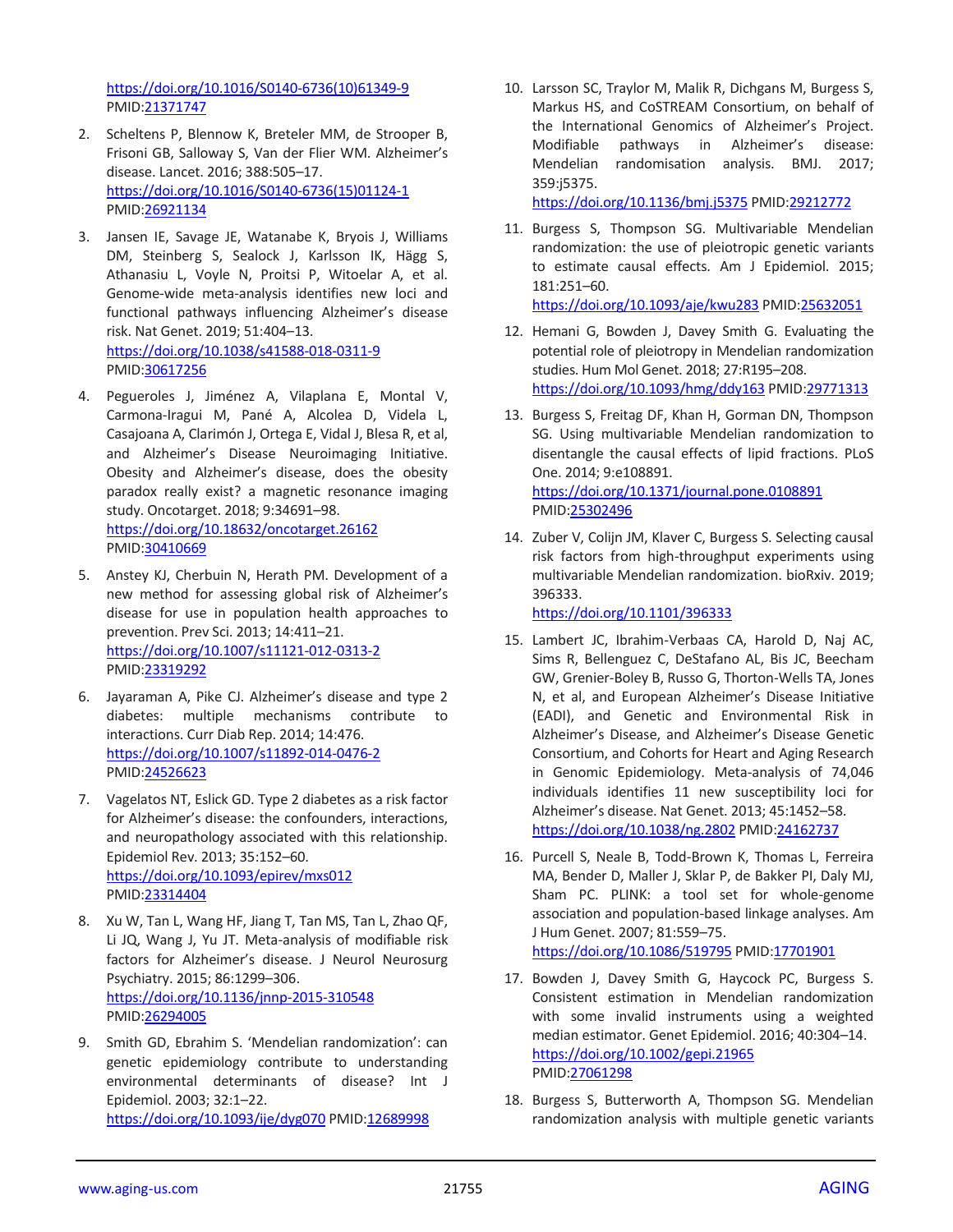https://doi.org/10.1016/S0140-6736(10)61349-9 PMID:21371747

2. Scheltens P, Blennow K, Breteler MM, de Strooper B, Frisoni GB, Salloway S, Van der Flier WM. Alzheimer's disease. Lancet. 2016; 388:505–17. https://doi.org/10.1016/S0140-6736(15)01124-1 PMID:26921134

3. Jansen IE, Savage JE, Watanabe K, Bryois J, Williams DM, Steinberg S, Sealock J, Karlsson IK, Hägg S, Athanasiu L, Voyle N, Proitsi P, Witoelar A, et al. Genome-wide meta-analysis identifies new loci and functional pathways influencing Alzheimer's disease risk. Nat Genet. 2019; 51:404–13. https://doi.org/10.1038/s41588-018-0311-9 PMID:30617256

4. Pegueroles J, Jiménez A, Vilaplana E, Montal V, Carmona-Iragui M, Pané A, Alcolea D, Videla L, Casajoana A, Clarimón J, Ortega E, Vidal J, Blesa R, et al, and Alzheimer's Disease Neuroimaging Initiative. Obesity and Alzheimer's disease, does the obesity paradox really exist? a magnetic resonance imaging study. Oncotarget. 2018; 9:34691–98. https://doi.org/10.18632/oncotarget.26162 PMID:30410669

5. Anstey KJ, Cherbuin N, Herath PM. Development of a new method for assessing global risk of Alzheimer's disease for use in population health approaches to prevention. Prev Sci. 2013; 14:411–21. https://doi.org/10.1007/s11121-012-0313-2 PMID:23319292

6. Jayaraman A, Pike CJ. Alzheimer's disease and type 2 diabetes: multiple mechanisms contribute to interactions. Curr Diab Rep. 2014; 14:476. https://doi.org/10.1007/s11892-014-0476-2 PMID:24526623

7. Vagelatos NT, Eslick GD. Type 2 diabetes as a risk factor for Alzheimer's disease: the confounders, interactions, and neuropathology associated with this relationship. Epidemiol Rev. 2013; 35:152–60. https://doi.org/10.1093/epirev/mxs012 PMID:23314404

8. Xu W, Tan L, Wang HF, Jiang T, Tan MS, Tan L, Zhao QF, Li JQ, Wang J, Yu JT. Meta-analysis of modifiable risk factors for Alzheimer's disease. J Neurol Neurosurg Psychiatry. 2015; 86:1299–306. https://doi.org/10.1136/jnnp-2015-310548 PMID:26294005

9. Smith GD, Ebrahim S. 'Mendelian randomization': can genetic epidemiology contribute to understanding environmental determinants of disease? Int J Epidemiol. 2003; 32:1–22. https://doi.org/10.1093/ije/dyg070 PMID:12689998

10. Larsson SC, Traylor M, Malik R, Dichgans M, Burgess S, Markus HS, and CoSTREAM Consortium, on behalf of the International Genomics of Alzheimer's Project. Modifiable pathways in Alzheimer's disease: Mendelian randomisation analysis. BMJ. 2017; 359:j5375. https://doi.org/10.1136/bmj.j5375 PMID:29212772

11. Burgess S, Thompson SG. Multivariable Mendelian randomization: the use of pleiotropic genetic variants to estimate causal effects. Am J Epidemiol. 2015; 181:251–60. https://doi.org/10.1093/aje/kwu283 PMID:25632051

12. Hemani G, Bowden J, Davey Smith G. Evaluating the potential role of pleiotropy in Mendelian randomization studies. Hum Mol Genet. 2018; 27:R195–208. https://doi.org/10.1093/hmg/ddy163 PMID:29771313

13. Burgess S, Freitag DF, Khan H, Gorman DN, Thompson SG. Using multivariable Mendelian randomization to disentangle the causal effects of lipid fractions. PLoS One. 2014; 9:e108891. https://doi.org/10.1371/journal.pone.0108891 PMID:25302496

14. Zuber V, Colijn JM, Klaver C, Burgess S. Selecting causal risk factors from high-throughput experiments using multivariable Mendelian randomization. bioRxiv. 2019; 396333. https://doi.org/10.1101/396333

15. Lambert JC, Ibrahim-Verbaas CA, Harold D, Naj AC, Sims R, Bellenguez C, DeStafano AL, Bis JC, Beecham GW, Grenier-Boley B, Russo G, Thorton-Wells TA, Jones N, et al, and European Alzheimer's Disease Initiative (EADI), and Genetic and Environmental Risk in Alzheimer's Disease, and Alzheimer's Disease Genetic Consortium, and Cohorts for Heart and Aging Research in Genomic Epidemiology. Meta-analysis of 74,046 individuals identifies 11 new susceptibility loci for Alzheimer's disease. Nat Genet. 2013; 45:1452–58. https://doi.org/10.1038/ng.2802 PMID:24162737

16. Purcell S, Neale B, Todd-Brown K, Thomas L, Ferreira MA, Bender D, Maller J, Sklar P, de Bakker PI, Daly MJ, Sham PC. PLINK: a tool set for whole-genome association and population-based linkage analyses. Am J Hum Genet. 2007; 81:559–75. https://doi.org/10.1086/519795 PMID:17701901

17. Bowden J, Davey Smith G, Haycock PC, Burgess S. Consistent estimation in Mendelian randomization with some invalid instruments using a weighted median estimator. Genet Epidemiol. 2016; 40:304–14. https://doi.org/10.1002/gepi.21965 PMID:27061298

18. Burgess S, Butterworth A, Thompson SG. Mendelian randomization analysis with multiple genetic variants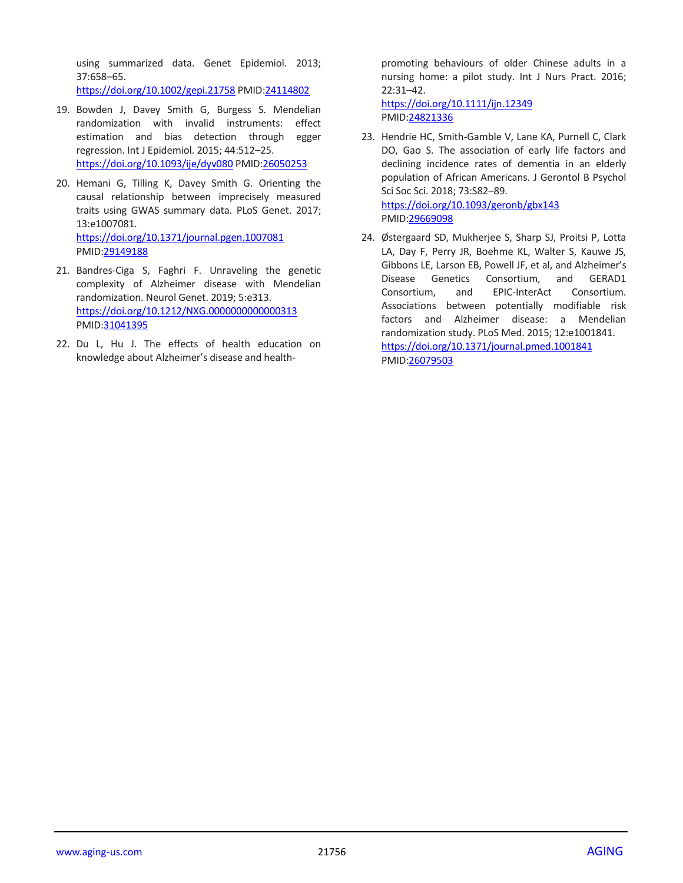using summarized data. Genet Epidemiol. 2013; 37:658–65.
https://doi.org/10.1002/gepi.21758 PMID:24114802

19. Bowden J, Davey Smith G, Burgess S. Mendelian randomization with invalid instruments: effect estimation and bias detection through egger regression. Int J Epidemiol. 2015; 44:512–25.
https://doi.org/10.1093/ije/dyv080 PMID:26050253

20. Hemani G, Tilling K, Davey Smith G. Orienting the causal relationship between imprecisely measured traits using GWAS summary data. PLoS Genet. 2017; 13:e1007081.
https://doi.org/10.1371/journal.pgen.1007081 PMID:29149188

21. Bandres-Ciga S, Faghri F. Unraveling the genetic complexity of Alzheimer disease with Mendelian randomization. Neurol Genet. 2019; 5:e313.
https://doi.org/10.1212/NXG.0000000000000313 PMID:31041395

22. Du L, Hu J. The effects of health education on knowledge about Alzheimer's disease and health-promoting behaviours of older Chinese adults in a nursing home: a pilot study. Int J Nurs Pract. 2016; 22:31–42.
https://doi.org/10.1111/ijn.12349 PMID:24821336

23. Hendrie HC, Smith-Gamble V, Lane KA, Purnell C, Clark DO, Gao S. The association of early life factors and declining incidence rates of dementia in an elderly population of African Americans. J Gerontol B Psychol Sci Soc Sci. 2018; 73:S82–89.
https://doi.org/10.1093/geronb/gbx143 PMID:29669098

24. Østergaard SD, Mukherjee S, Sharp SJ, Proitsi P, Lotta LA, Day F, Perry JR, Boehme KL, Walter S, Kauwe JS, Gibbons LE, Larson EB, Powell JF, et al, and Alzheimer's Disease Genetics Consortium, and GERAD1 Consortium, and EPIC-InterAct Consortium. Associations between potentially modifiable risk factors and Alzheimer disease: a Mendelian randomization study. PLoS Med. 2015; 12:e1001841.
https://doi.org/10.1371/journal.pmed.1001841 PMID:26079503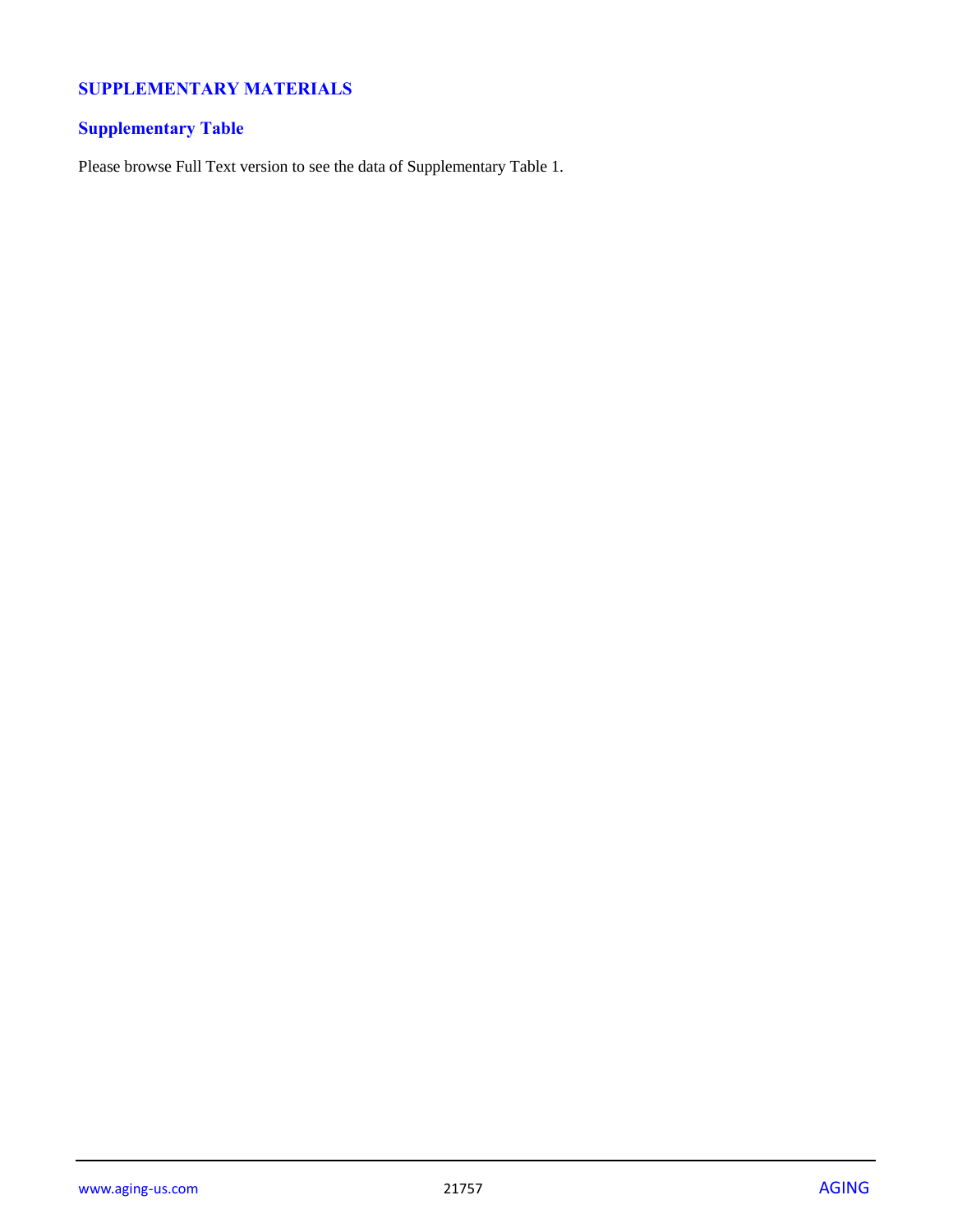## SUPPLEMENTARY MATERIALS

### Supplementary Table

Please browse Full Text version to see the data of Supplementary Table 1.